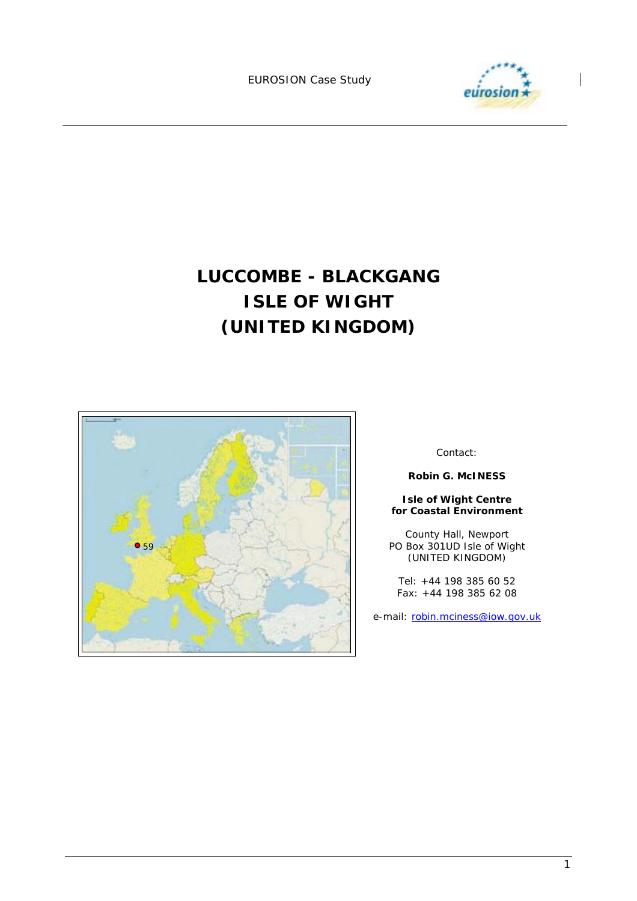EUROSION Case Study

# LUCCOMBE - BLACKGANG
# ISLE OF WIGHT
# (UNITED KINGDOM)

Contact:

**Robin G. McINESS**

**Isle of Wight Centre for Coastal Environment**

County Hall, Newport
PO Box 301UD Isle of Wight
(UNITED KINGDOM)

Tel: +44 198 385 60 52
Fax: +44 198 385 62 08

e-mail: robin.mciness@iow.gov.uk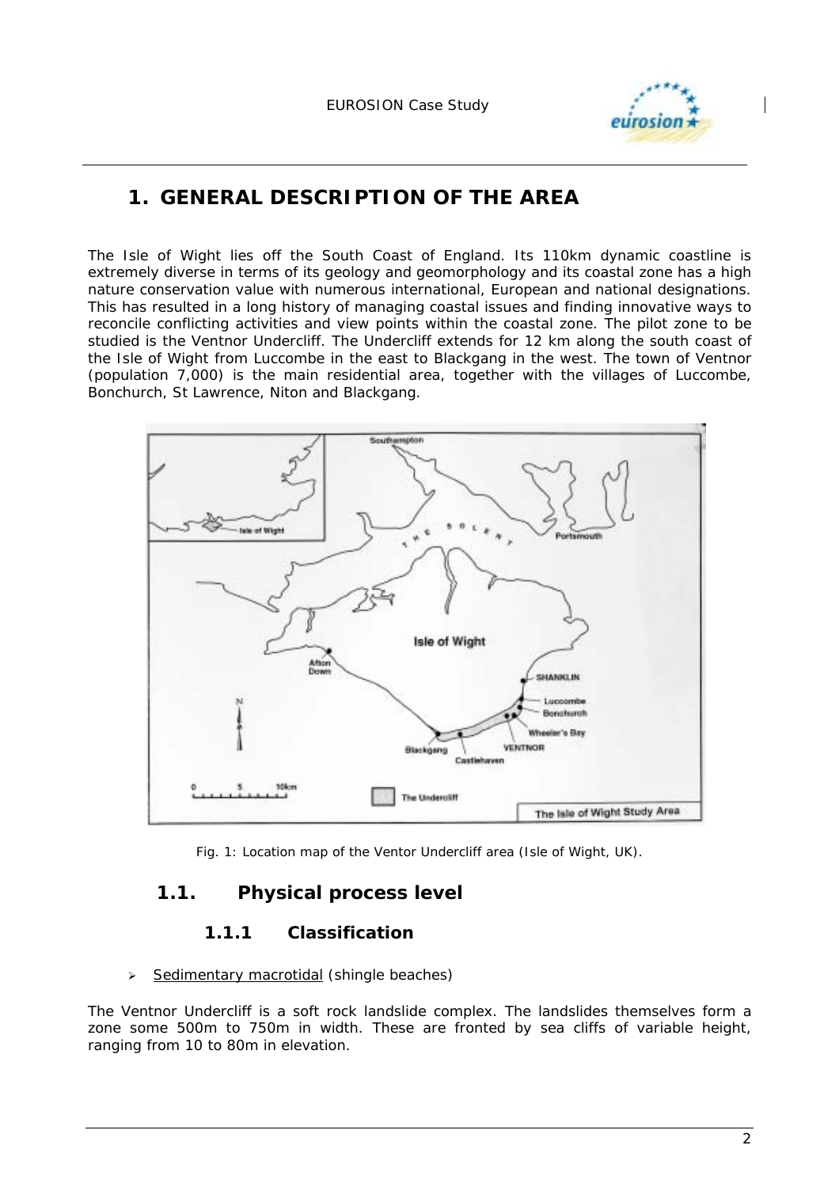# 1. GENERAL DESCRIPTION OF THE AREA

The Isle of Wight lies off the South Coast of England. Its 110km dynamic coastline is extremely diverse in terms of its geology and geomorphology and its coastal zone has a high nature conservation value with numerous international, European and national designations. This has resulted in a long history of managing coastal issues and finding innovative ways to reconcile conflicting activities and view points within the coastal zone. The pilot zone to be studied is the Ventnor Undercliff. The Undercliff extends for 12 km along the south coast of the Isle of Wight from Luccombe in the east to Blackgang in the west. The town of Ventnor (population 7,000) is the main residential area, together with the villages of Luccombe, Bonchurch, St Lawrence, Niton and Blackgang.

Fig. 1: Location map of the Ventor Undercliff area (Isle of Wight, UK).

## 1.1. Physical process level

### 1.1.1 Classification

- Sedimentary macrotidal (shingle beaches)

The Ventnor Undercliff is a soft rock landslide complex. The landslides themselves form a zone some 500m to 750m in width. These are fronted by sea cliffs of variable height, ranging from 10 to 80m in elevation.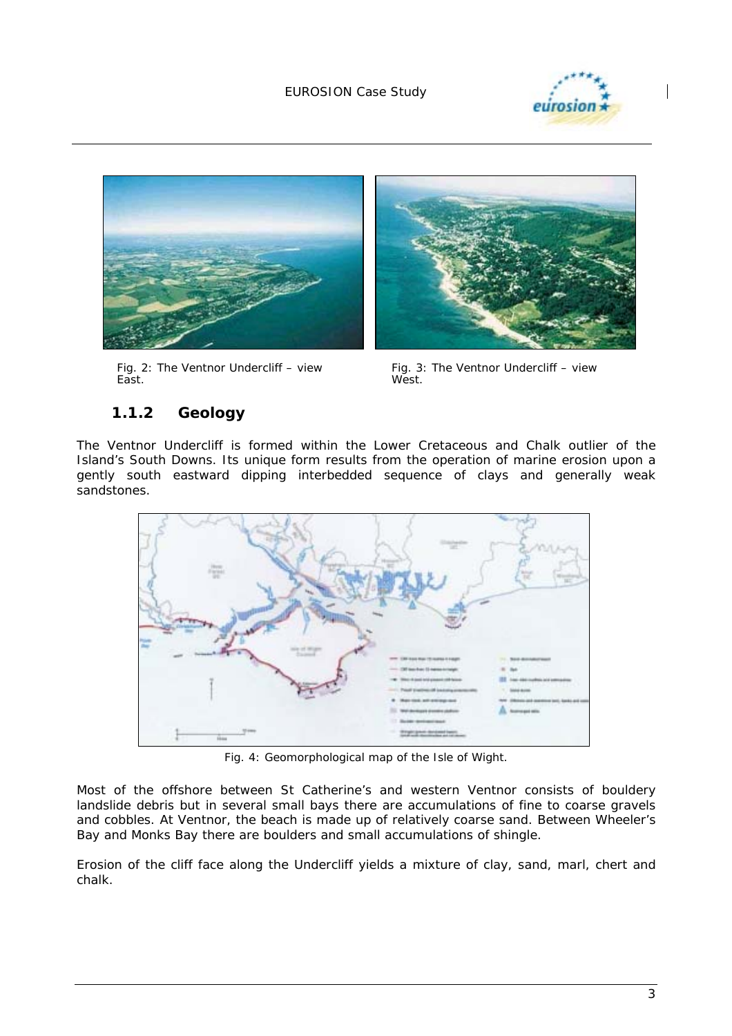Fig. 2: The Ventnor Undercliff – view East.

Fig. 3: The Ventnor Undercliff – view West.

### 1.1.2 Geology

The Ventnor Undercliff is formed within the Lower Cretaceous and Chalk outlier of the Island's South Downs. Its unique form results from the operation of marine erosion upon a gently south eastward dipping interbedded sequence of clays and generally weak sandstones.

Fig. 4: Geomorphological map of the Isle of Wight.

Most of the offshore between St Catherine's and western Ventnor consists of bouldery landslide debris but in several small bays there are accumulations of fine to coarse gravels and cobbles. At Ventnor, the beach is made up of relatively coarse sand. Between Wheeler's Bay and Monks Bay there are boulders and small accumulations of shingle.

Erosion of the cliff face along the Undercliff yields a mixture of clay, sand, marl, chert and chalk.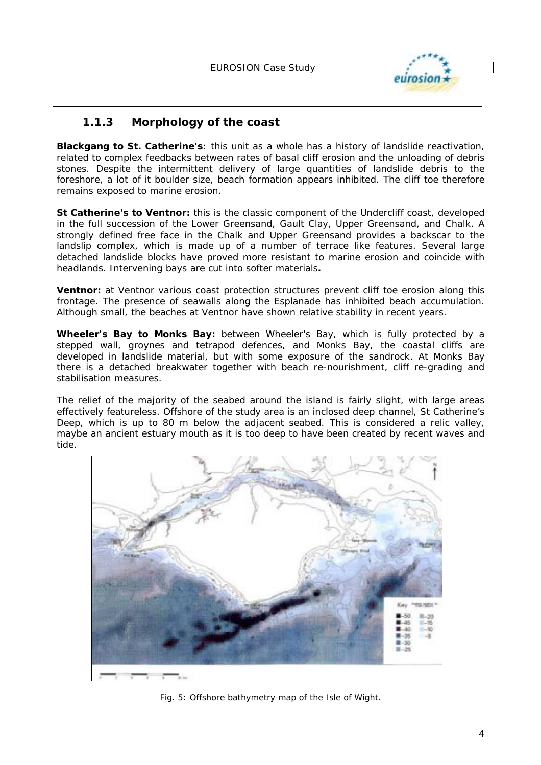### 1.1.3 Morphology of the coast

**Blackgang to St. Catherine's**: this unit as a whole has a history of landslide reactivation, related to complex feedbacks between rates of basal cliff erosion and the unloading of debris stones. Despite the intermittent delivery of large quantities of landslide debris to the foreshore, a lot of it boulder size, beach formation appears inhibited. The cliff toe therefore remains exposed to marine erosion.

**St Catherine's to Ventnor:** this is the classic component of the Undercliff coast, developed in the full succession of the Lower Greensand, Gault Clay, Upper Greensand, and Chalk. A strongly defined free face in the Chalk and Upper Greensand provides a backscar to the landslip complex, which is made up of a number of terrace like features. Several large detached landslide blocks have proved more resistant to marine erosion and coincide with headlands. Intervening bays are cut into softer materials**.**

**Ventnor:** at Ventnor various coast protection structures prevent cliff toe erosion along this frontage. The presence of seawalls along the Esplanade has inhibited beach accumulation. Although small, the beaches at Ventnor have shown relative stability in recent years.

**Wheeler's Bay to Monks Bay:** between Wheeler's Bay, which is fully protected by a stepped wall, groynes and tetrapod defences, and Monks Bay, the coastal cliffs are developed in landslide material, but with some exposure of the sandrock. At Monks Bay there is a detached breakwater together with beach re-nourishment, cliff re-grading and stabilisation measures.

The relief of the majority of the seabed around the island is fairly slight, with large areas effectively featureless. Offshore of the study area is an inclosed deep channel, St Catherine's Deep, which is up to 80 m below the adjacent seabed. This is considered a relic valley, maybe an ancient estuary mouth as it is too deep to have been created by recent waves and tide.

Fig. 5: Offshore bathymetry map of the Isle of Wight.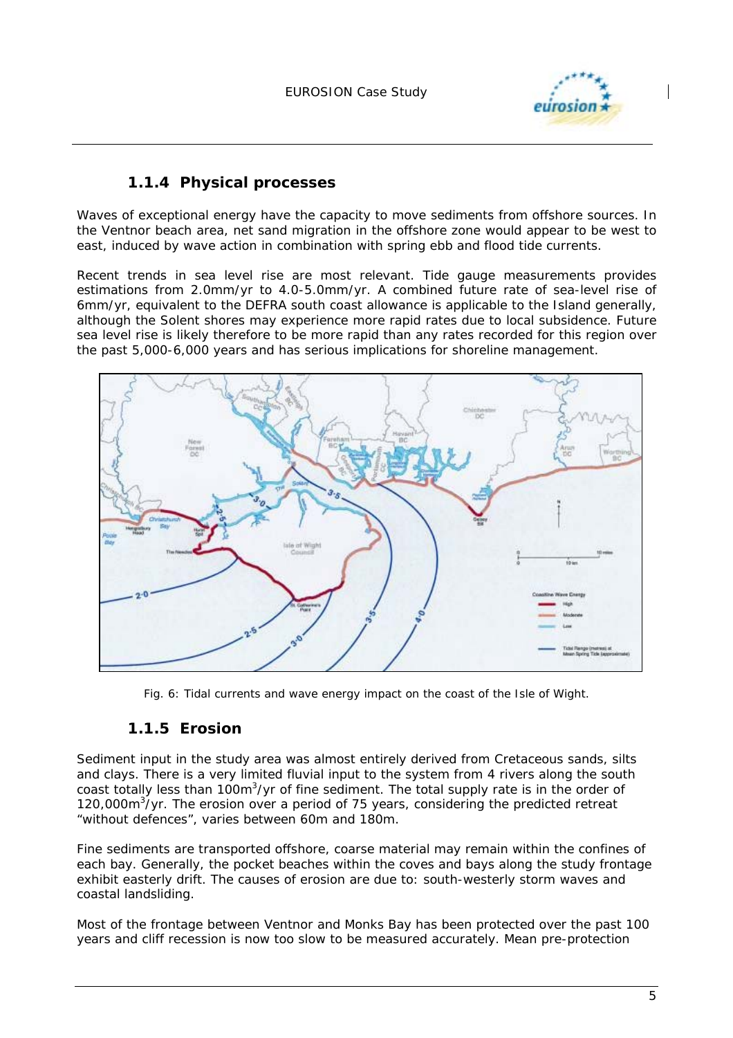### 1.1.4 Physical processes

Waves of exceptional energy have the capacity to move sediments from offshore sources. In the Ventnor beach area, net sand migration in the offshore zone would appear to be west to east, induced by wave action in combination with spring ebb and flood tide currents.

Recent trends in sea level rise are most relevant. Tide gauge measurements provides estimations from 2.0mm/yr to 4.0-5.0mm/yr. A combined future rate of sea-level rise of 6mm/yr, equivalent to the DEFRA south coast allowance is applicable to the Island generally, although the Solent shores may experience more rapid rates due to local subsidence. Future sea level rise is likely therefore to be more rapid than any rates recorded for this region over the past 5,000-6,000 years and has serious implications for shoreline management.

Fig. 6: Tidal currents and wave energy impact on the coast of the Isle of Wight.

### 1.1.5 Erosion

Sediment input in the study area was almost entirely derived from Cretaceous sands, silts and clays. There is a very limited fluvial input to the system from 4 rivers along the south coast totally less than $100\text{m}^3$/yr of fine sediment. The total supply rate is in the order of $120{,}000\text{m}^3$/yr. The erosion over a period of 75 years, considering the predicted retreat "without defences", varies between 60m and 180m.

Fine sediments are transported offshore, coarse material may remain within the confines of each bay. Generally, the pocket beaches within the coves and bays along the study frontage exhibit easterly drift. The causes of erosion are due to: south-westerly storm waves and coastal landsliding.

Most of the frontage between Ventnor and Monks Bay has been protected over the past 100 years and cliff recession is now too slow to be measured accurately. Mean pre-protection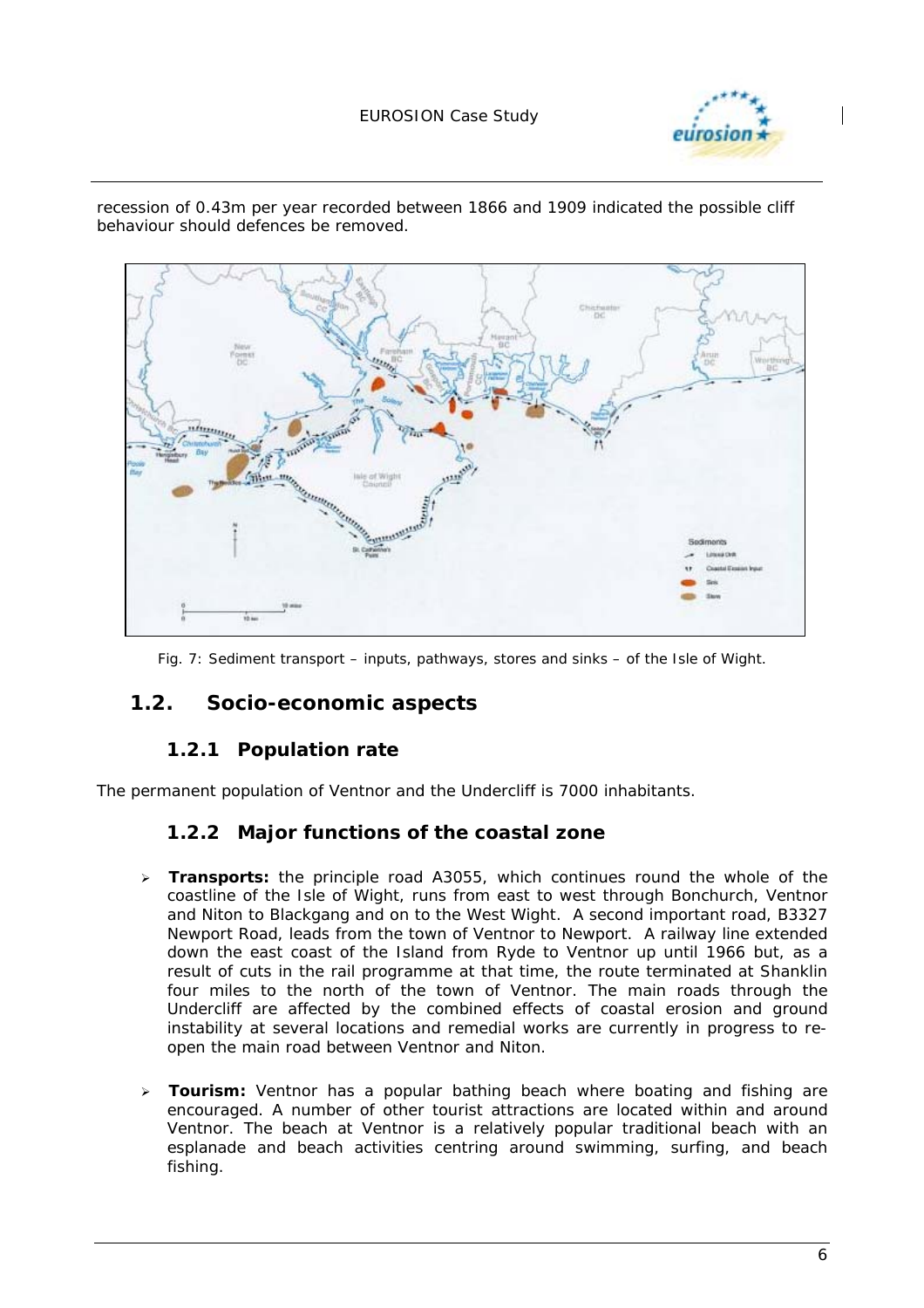recession of 0.43m per year recorded between 1866 and 1909 indicated the possible cliff behaviour should defences be removed.

Fig. 7: Sediment transport – inputs, pathways, stores and sinks – of the Isle of Wight.

## 1.2. Socio-economic aspects

### 1.2.1 Population rate

The permanent population of Ventnor and the Undercliff is 7000 inhabitants.

### 1.2.2 Major functions of the coastal zone

- **Transports:** the principle road A3055, which continues round the whole of the coastline of the Isle of Wight, runs from east to west through Bonchurch, Ventnor and Niton to Blackgang and on to the West Wight. A second important road, B3327 Newport Road, leads from the town of Ventnor to Newport. A railway line extended down the east coast of the Island from Ryde to Ventnor up until 1966 but, as a result of cuts in the rail programme at that time, the route terminated at Shanklin four miles to the north of the town of Ventnor. The main roads through the Undercliff are affected by the combined effects of coastal erosion and ground instability at several locations and remedial works are currently in progress to re-open the main road between Ventnor and Niton.

- **Tourism:** Ventnor has a popular bathing beach where boating and fishing are encouraged. A number of other tourist attractions are located within and around Ventnor. The beach at Ventnor is a relatively popular traditional beach with an esplanade and beach activities centring around swimming, surfing, and beach fishing.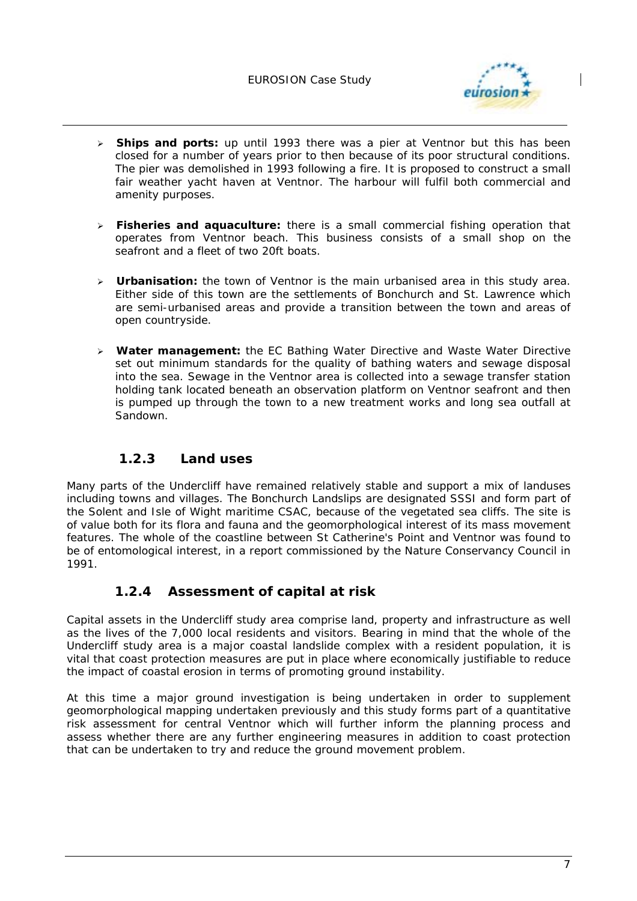- **Ships and ports:** up until 1993 there was a pier at Ventnor but this has been closed for a number of years prior to then because of its poor structural conditions. The pier was demolished in 1993 following a fire. It is proposed to construct a small fair weather yacht haven at Ventnor. The harbour will fulfil both commercial and amenity purposes.

- **Fisheries and aquaculture:** there is a small commercial fishing operation that operates from Ventnor beach. This business consists of a small shop on the seafront and a fleet of two 20ft boats.

- **Urbanisation:** the town of Ventnor is the main urbanised area in this study area. Either side of this town are the settlements of Bonchurch and St. Lawrence which are semi-urbanised areas and provide a transition between the town and areas of open countryside.

- **Water management:** the EC Bathing Water Directive and Waste Water Directive set out minimum standards for the quality of bathing waters and sewage disposal into the sea. Sewage in the Ventnor area is collected into a sewage transfer station holding tank located beneath an observation platform on Ventnor seafront and then is pumped up through the town to a new treatment works and long sea outfall at Sandown.

### 1.2.3 Land uses

Many parts of the Undercliff have remained relatively stable and support a mix of landuses including towns and villages. The Bonchurch Landslips are designated SSSI and form part of the Solent and Isle of Wight maritime CSAC, because of the vegetated sea cliffs. The site is of value both for its flora and fauna and the geomorphological interest of its mass movement features. The whole of the coastline between St Catherine's Point and Ventnor was found to be of entomological interest, in a report commissioned by the Nature Conservancy Council in 1991.

### 1.2.4 Assessment of capital at risk

Capital assets in the Undercliff study area comprise land, property and infrastructure as well as the lives of the 7,000 local residents and visitors. Bearing in mind that the whole of the Undercliff study area is a major coastal landslide complex with a resident population, it is vital that coast protection measures are put in place where economically justifiable to reduce the impact of coastal erosion in terms of promoting ground instability.

At this time a major ground investigation is being undertaken in order to supplement geomorphological mapping undertaken previously and this study forms part of a quantitative risk assessment for central Ventnor which will further inform the planning process and assess whether there are any further engineering measures in addition to coast protection that can be undertaken to try and reduce the ground movement problem.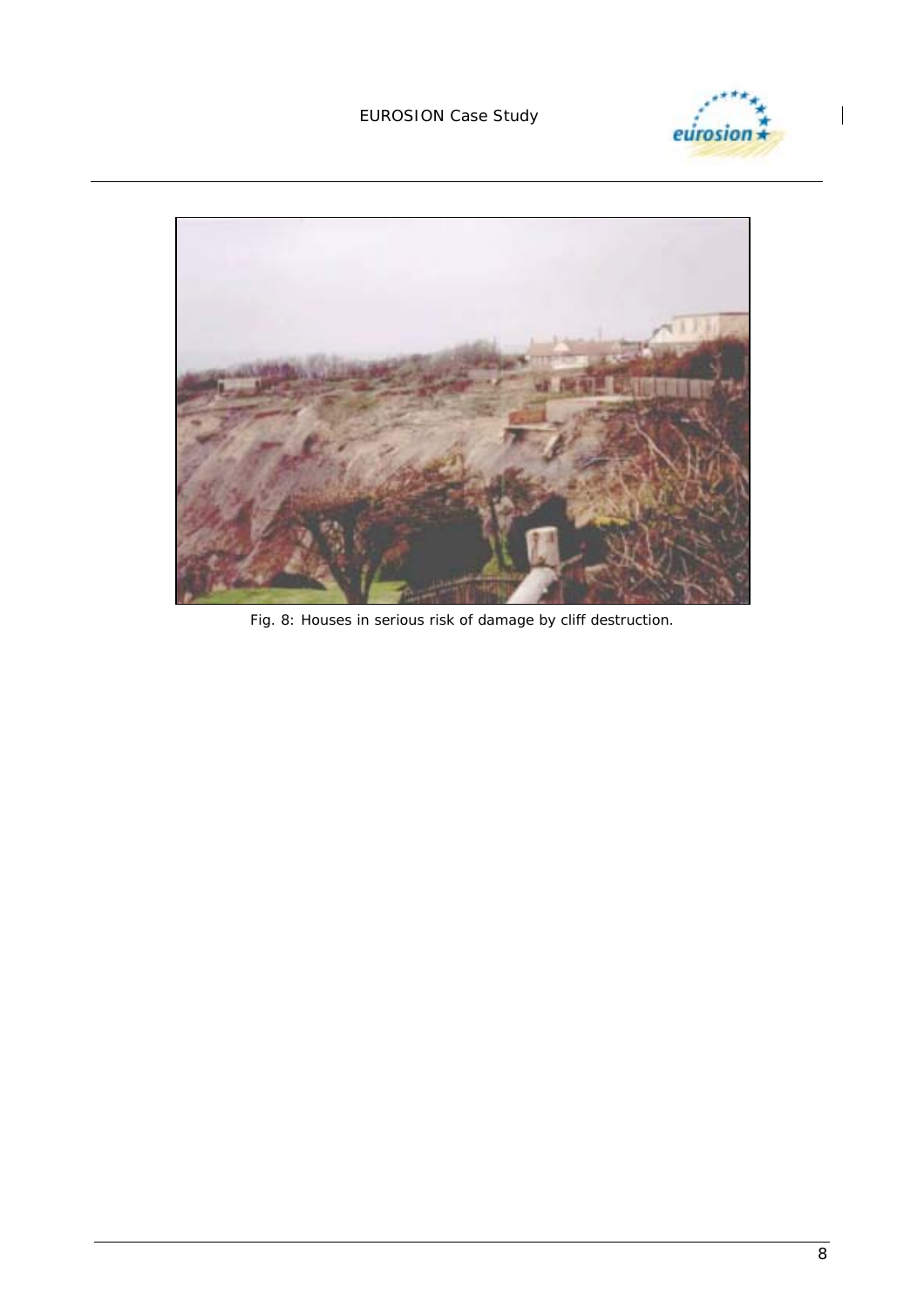Fig. 8: Houses in serious risk of damage by cliff destruction.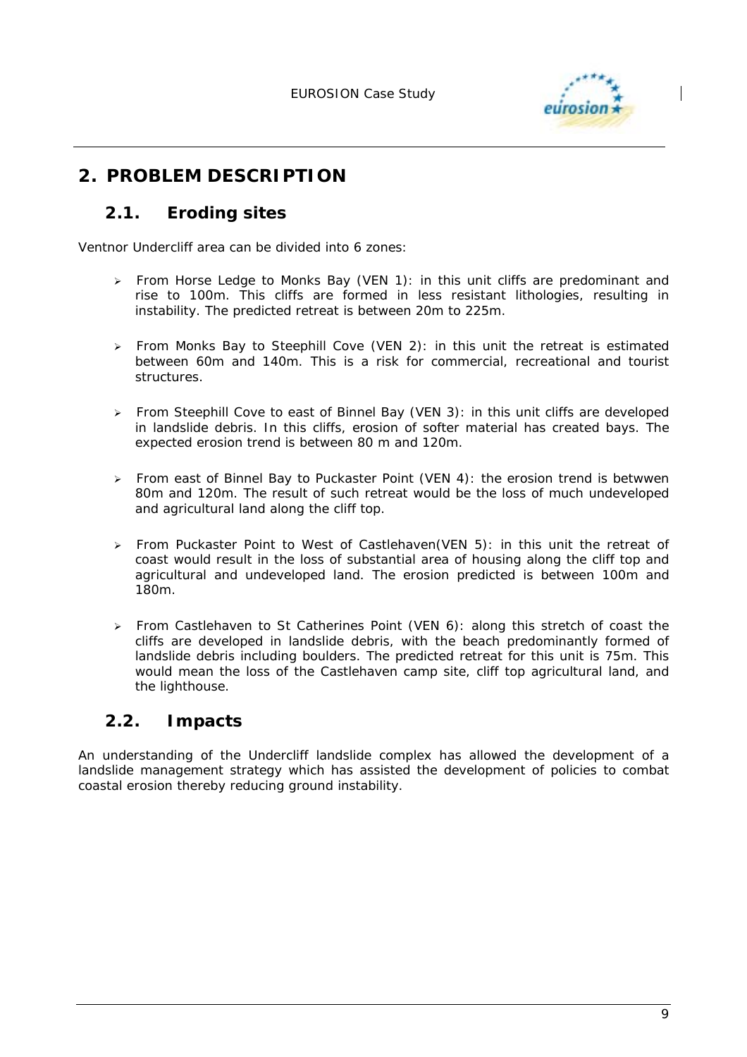# 2. PROBLEM DESCRIPTION

## 2.1. Eroding sites

Ventnor Undercliff area can be divided into 6 zones:

- From Horse Ledge to Monks Bay (VEN 1): in this unit cliffs are predominant and rise to 100m. This cliffs are formed in less resistant lithologies, resulting in instability. The predicted retreat is between 20m to 225m.
- From Monks Bay to Steephill Cove (VEN 2): in this unit the retreat is estimated between 60m and 140m. This is a risk for commercial, recreational and tourist structures.
- From Steephill Cove to east of Binnel Bay (VEN 3): in this unit cliffs are developed in landslide debris. In this cliffs, erosion of softer material has created bays. The expected erosion trend is between 80 m and 120m.
- From east of Binnel Bay to Puckaster Point (VEN 4): the erosion trend is betwwen 80m and 120m. The result of such retreat would be the loss of much undeveloped and agricultural land along the cliff top.
- From Puckaster Point to West of Castlehaven(VEN 5): in this unit the retreat of coast would result in the loss of substantial area of housing along the cliff top and agricultural and undeveloped land. The erosion predicted is between 100m and 180m.
- From Castlehaven to St Catherines Point (VEN 6): along this stretch of coast the cliffs are developed in landslide debris, with the beach predominantly formed of landslide debris including boulders. The predicted retreat for this unit is 75m. This would mean the loss of the Castlehaven camp site, cliff top agricultural land, and the lighthouse.

## 2.2. Impacts

An understanding of the Undercliff landslide complex has allowed the development of a landslide management strategy which has assisted the development of policies to combat coastal erosion thereby reducing ground instability.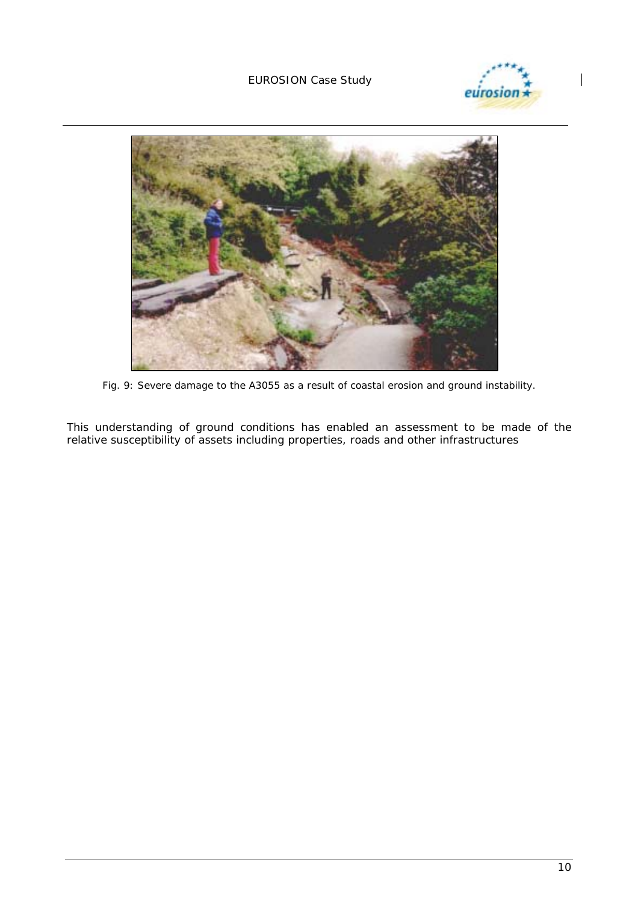Fig. 9: Severe damage to the A3055 as a result of coastal erosion and ground instability.

This understanding of ground conditions has enabled an assessment to be made of the relative susceptibility of assets including properties, roads and other infrastructures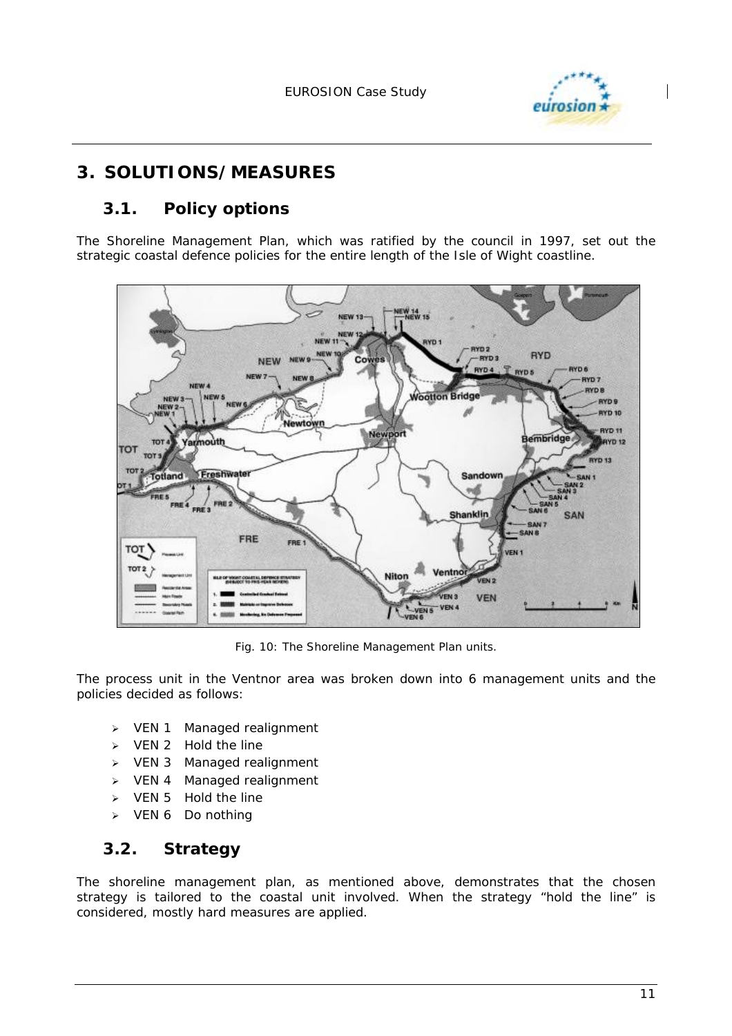# 3. SOLUTIONS/MEASURES

## 3.1. Policy options

The Shoreline Management Plan, which was ratified by the council in 1997, set out the strategic coastal defence policies for the entire length of the Isle of Wight coastline.

Fig. 10: The Shoreline Management Plan units.

The process unit in the Ventnor area was broken down into 6 management units and the policies decided as follows:

- VEN 1 Managed realignment
- VEN 2 Hold the line
- VEN 3 Managed realignment
- VEN 4 Managed realignment
- VEN 5 Hold the line
- VEN 6 Do nothing

## 3.2. Strategy

The shoreline management plan, as mentioned above, demonstrates that the chosen strategy is tailored to the coastal unit involved. When the strategy "hold the line" is considered, mostly hard measures are applied.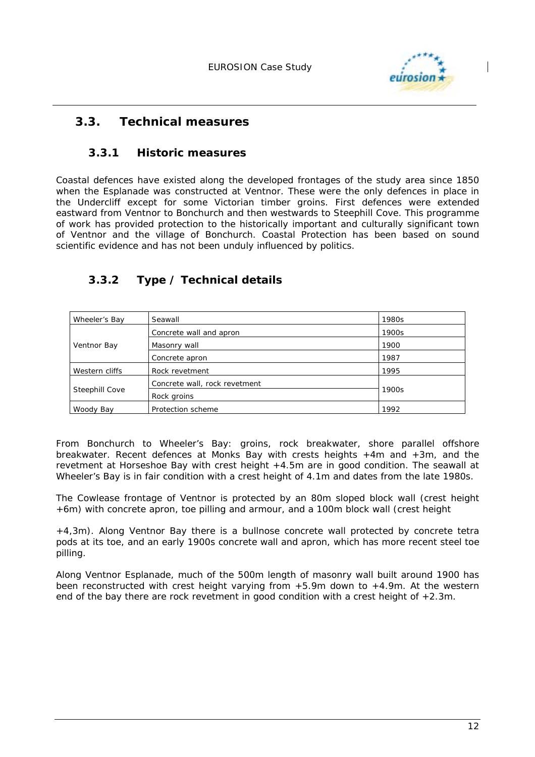## 3.3. Technical measures

### 3.3.1 Historic measures

Coastal defences have existed along the developed frontages of the study area since 1850 when the Esplanade was constructed at Ventnor. These were the only defences in place in the Undercliff except for some Victorian timber groins. First defences were extended eastward from Ventnor to Bonchurch and then westwards to Steephill Cove. This programme of work has provided protection to the historically important and culturally significant town of Ventnor and the village of Bonchurch. Coastal Protection has been based on sound scientific evidence and has not been unduly influenced by politics.

### 3.3.2 Type / Technical details

| | | |
|---|---|---|
| Wheeler's Bay | Seawall | 1980s |
| Ventnor Bay | Concrete wall and apron | 1900s |
| | Masonry wall | 1900 |
| | Concrete apron | 1987 |
| Western cliffs | Rock revetment | 1995 |
| Steephill Cove | Concrete wall, rock revetment | 1900s |
| | Rock groins | |
| Woody Bay | Protection scheme | 1992 |

From Bonchurch to Wheeler's Bay: groins, rock breakwater, shore parallel offshore breakwater. Recent defences at Monks Bay with crests heights +4m and +3m, and the revetment at Horseshoe Bay with crest height +4.5m are in good condition. The seawall at Wheeler's Bay is in fair condition with a crest height of 4.1m and dates from the late 1980s.

The Cowlease frontage of Ventnor is protected by an 80m sloped block wall (crest height +6m) with concrete apron, toe pilling and armour, and a 100m block wall (crest height

+4,3m). Along Ventnor Bay there is a bullnose concrete wall protected by concrete tetra pods at its toe, and an early 1900s concrete wall and apron, which has more recent steel toe pilling.

Along Ventnor Esplanade, much of the 500m length of masonry wall built around 1900 has been reconstructed with crest height varying from +5.9m down to +4.9m. At the western end of the bay there are rock revetment in good condition with a crest height of +2.3m.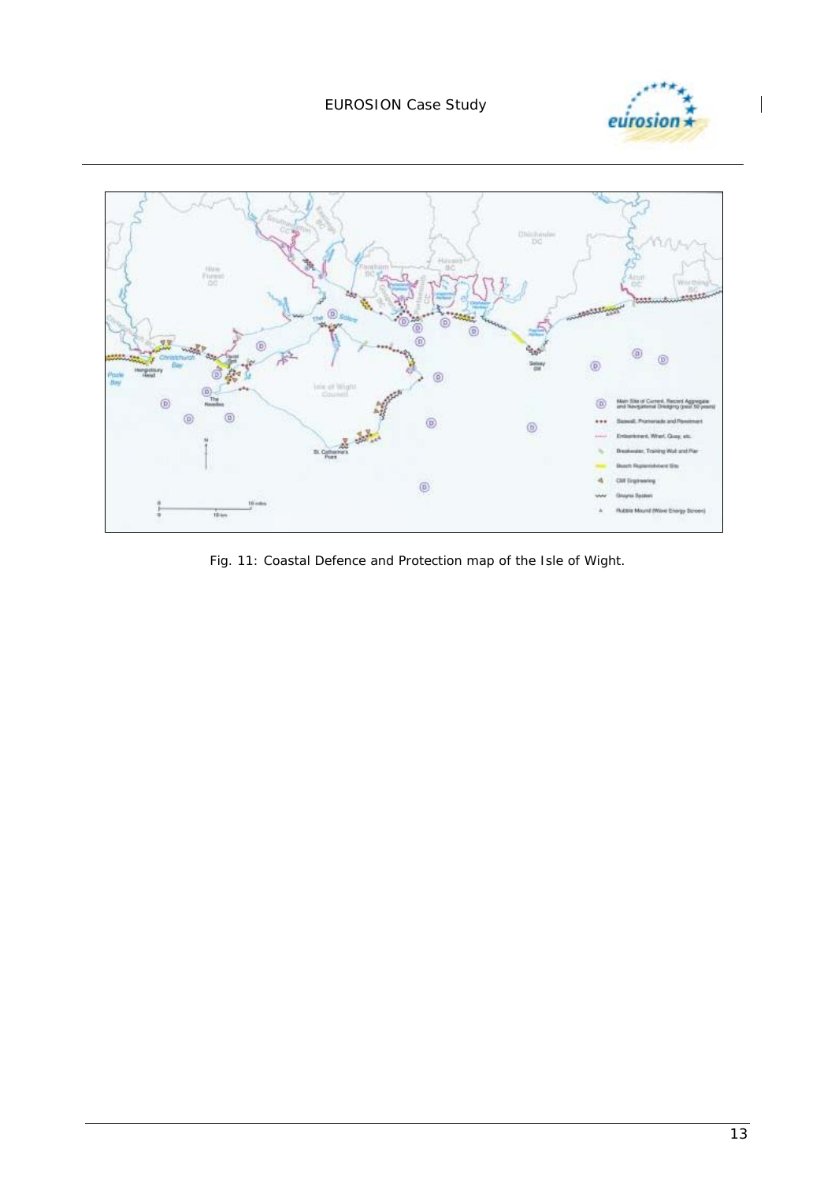Fig. 11: Coastal Defence and Protection map of the Isle of Wight.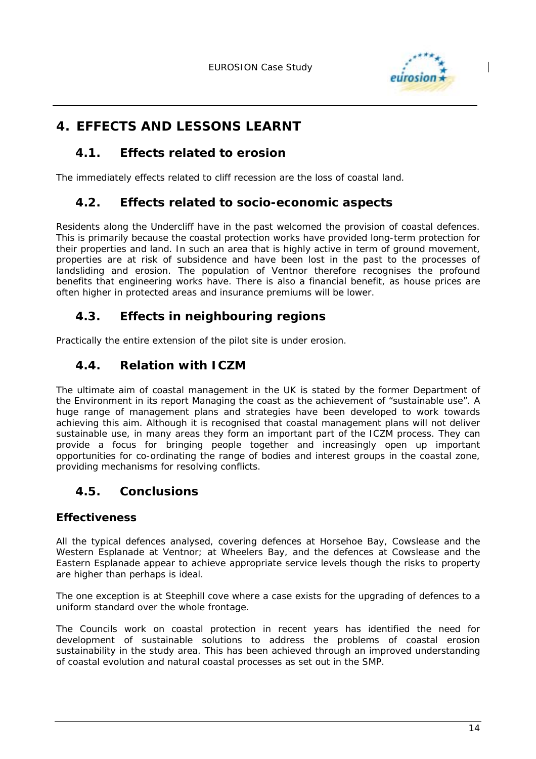# 4. EFFECTS AND LESSONS LEARNT

## 4.1. Effects related to erosion

The immediately effects related to cliff recession are the loss of coastal land.

## 4.2. Effects related to socio-economic aspects

Residents along the Undercliff have in the past welcomed the provision of coastal defences. This is primarily because the coastal protection works have provided long-term protection for their properties and land. In such an area that is highly active in term of ground movement, properties are at risk of subsidence and have been lost in the past to the processes of landsliding and erosion. The population of Ventnor therefore recognises the profound benefits that engineering works have. There is also a financial benefit, as house prices are often higher in protected areas and insurance premiums will be lower.

## 4.3. Effects in neighbouring regions

Practically the entire extension of the pilot site is under erosion.

## 4.4. Relation with ICZM

The ultimate aim of coastal management in the UK is stated by the former Department of the Environment in its report Managing the coast as the achievement of "sustainable use". A huge range of management plans and strategies have been developed to work towards achieving this aim. Although it is recognised that coastal management plans will not deliver sustainable use, in many areas they form an important part of the ICZM process. They can provide a focus for bringing people together and increasingly open up important opportunities for co-ordinating the range of bodies and interest groups in the coastal zone, providing mechanisms for resolving conflicts.

## 4.5. Conclusions

### Effectiveness

All the typical defences analysed, covering defences at Horsehoe Bay, Cowslease and the Western Esplanade at Ventnor; at Wheelers Bay, and the defences at Cowslease and the Eastern Esplanade appear to achieve appropriate service levels though the risks to property are higher than perhaps is ideal.

The one exception is at Steephill cove where a case exists for the upgrading of defences to a uniform standard over the whole frontage.

The Councils work on coastal protection in recent years has identified the need for development of sustainable solutions to address the problems of coastal erosion sustainability in the study area. This has been achieved through an improved understanding of coastal evolution and natural coastal processes as set out in the SMP.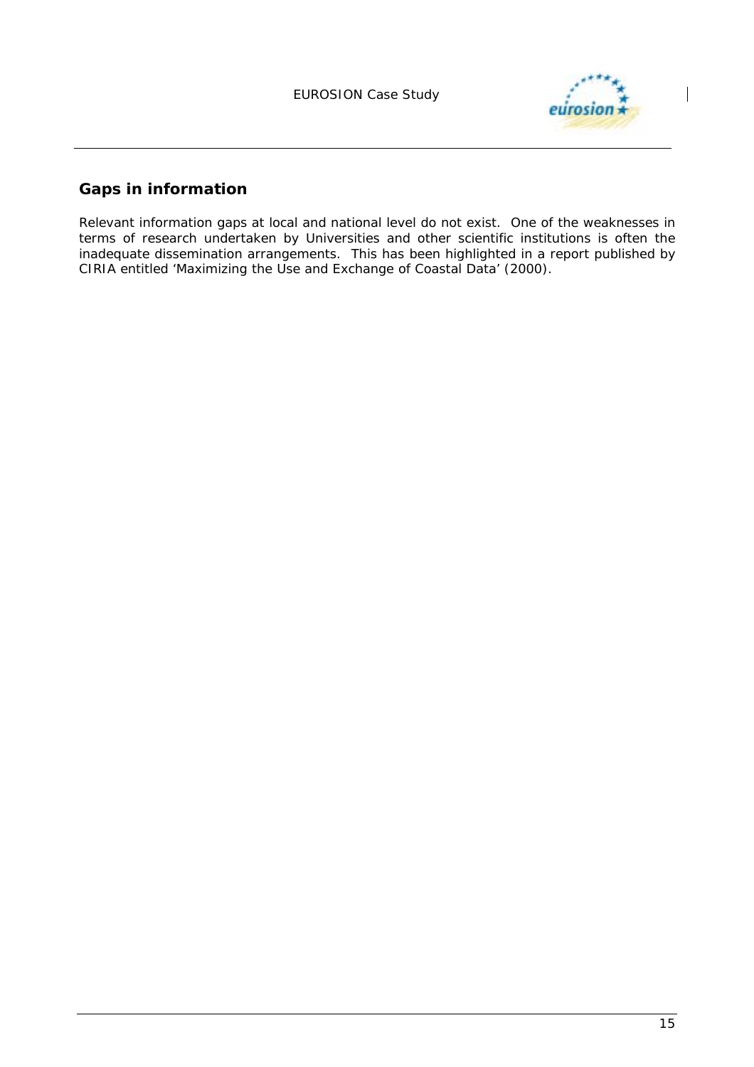## Gaps in information

Relevant information gaps at local and national level do not exist. One of the weaknesses in terms of research undertaken by Universities and other scientific institutions is often the inadequate dissemination arrangements. This has been highlighted in a report published by CIRIA entitled 'Maximizing the Use and Exchange of Coastal Data' (2000).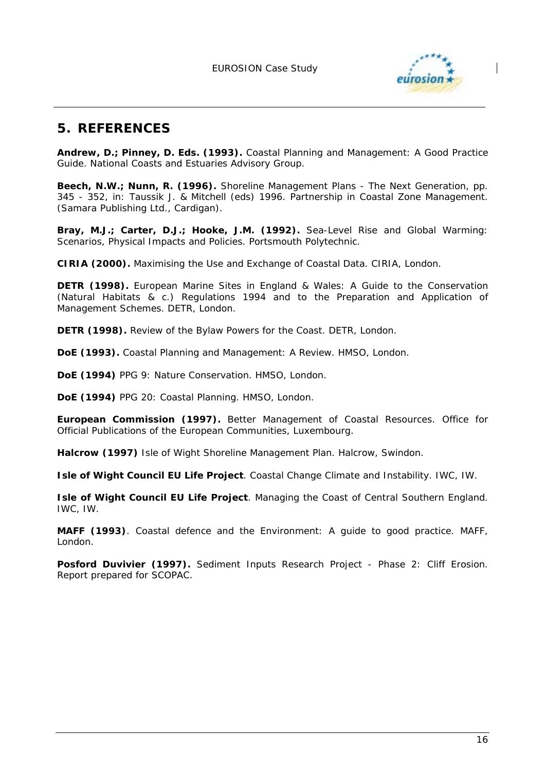## 5. REFERENCES

**Andrew, D.; Pinney, D. Eds. (1993).** Coastal Planning and Management: A Good Practice Guide. National Coasts and Estuaries Advisory Group.

**Beech, N.W.; Nunn, R. (1996).** Shoreline Management Plans - The Next Generation, pp. 345 - 352, in: Taussik J. & Mitchell (eds) 1996. Partnership in Coastal Zone Management. (Samara Publishing Ltd., Cardigan).

**Bray, M.J.; Carter, D.J.; Hooke, J.M. (1992).** Sea-Level Rise and Global Warming: Scenarios, Physical Impacts and Policies. Portsmouth Polytechnic.

**CIRIA (2000).** Maximising the Use and Exchange of Coastal Data. CIRIA, London.

**DETR (1998).** European Marine Sites in England & Wales: A Guide to the Conservation (Natural Habitats & c.) Regulations 1994 and to the Preparation and Application of Management Schemes. DETR, London.

**DETR (1998).** Review of the Bylaw Powers for the Coast. DETR, London.

**DoE (1993).** Coastal Planning and Management: A Review. HMSO, London.

**DoE (1994)** PPG 9: Nature Conservation. HMSO, London.

**DoE (1994)** PPG 20: Coastal Planning. HMSO, London.

**European Commission (1997).** Better Management of Coastal Resources. Office for Official Publications of the European Communities, Luxembourg.

**Halcrow (1997)** Isle of Wight Shoreline Management Plan. Halcrow, Swindon.

**Isle of Wight Council EU Life Project**. Coastal Change Climate and Instability. IWC, IW.

**Isle of Wight Council EU Life Project**. Managing the Coast of Central Southern England. IWC, IW.

**MAFF (1993)**. Coastal defence and the Environment: A guide to good practice. MAFF, London.

**Posford Duvivier (1997).** Sediment Inputs Research Project - Phase 2: Cliff Erosion. Report prepared for SCOPAC.